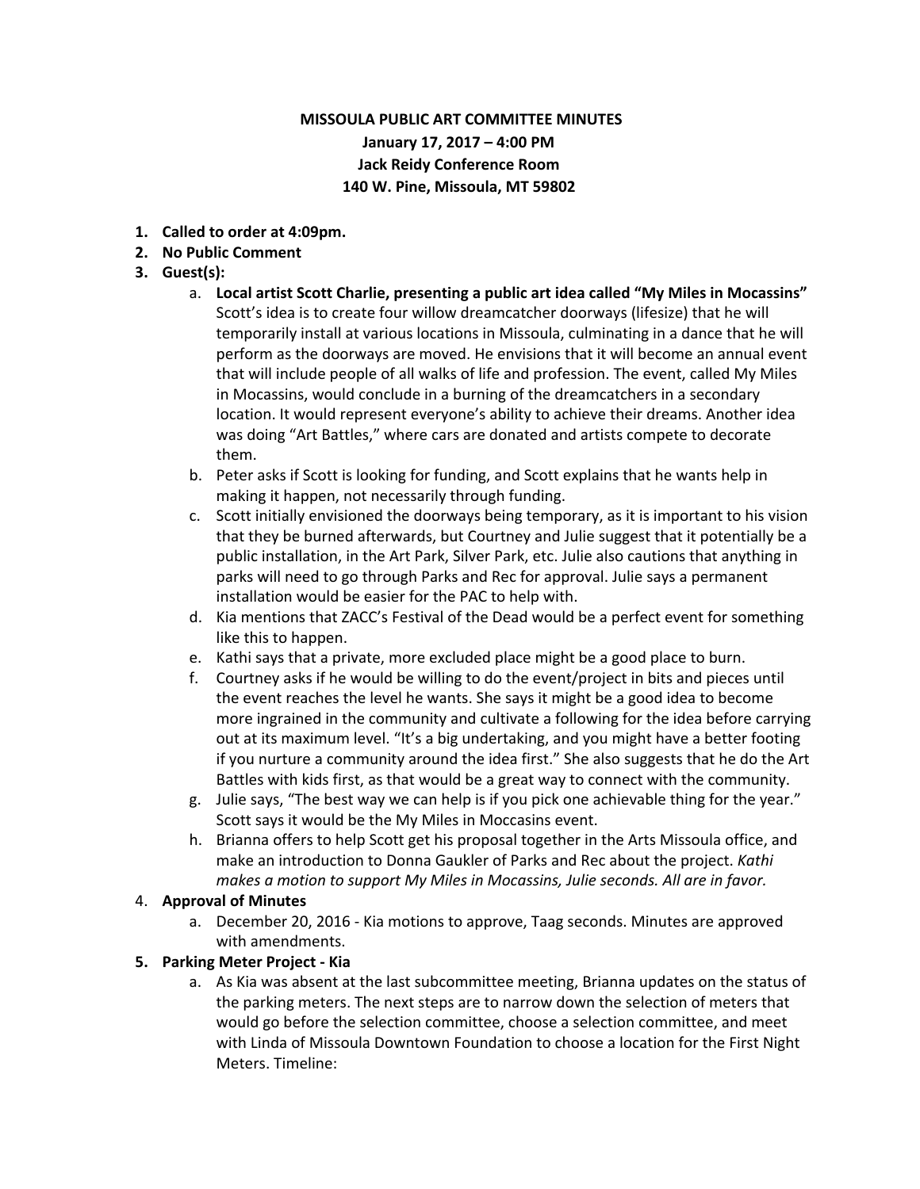**MISSOULA PUBLIC ART COMMITTEE MINUTES**
**January 17, 2017 – 4:00 PM**
**Jack Reidy Conference Room**
**140 W. Pine, Missoula, MT 59802**

1. **Called to order at 4:09pm.**
2. **No Public Comment**
3. **Guest(s):**
   a. **Local artist Scott Charlie, presenting a public art idea called "My Miles in Mocassins"** Scott's idea is to create four willow dreamcatcher doorways (lifesize) that he will temporarily install at various locations in Missoula, culminating in a dance that he will perform as the doorways are moved. He envisions that it will become an annual event that will include people of all walks of life and profession. The event, called My Miles in Mocassins, would conclude in a burning of the dreamcatchers in a secondary location. It would represent everyone's ability to achieve their dreams. Another idea was doing "Art Battles," where cars are donated and artists compete to decorate them.
   b. Peter asks if Scott is looking for funding, and Scott explains that he wants help in making it happen, not necessarily through funding.
   c. Scott initially envisioned the doorways being temporary, as it is important to his vision that they be burned afterwards, but Courtney and Julie suggest that it potentially be a public installation, in the Art Park, Silver Park, etc. Julie also cautions that anything in parks will need to go through Parks and Rec for approval. Julie says a permanent installation would be easier for the PAC to help with.
   d. Kia mentions that ZACC's Festival of the Dead would be a perfect event for something like this to happen.
   e. Kathi says that a private, more excluded place might be a good place to burn.
   f. Courtney asks if he would be willing to do the event/project in bits and pieces until the event reaches the level he wants. She says it might be a good idea to become more ingrained in the community and cultivate a following for the idea before carrying out at its maximum level. "It's a big undertaking, and you might have a better footing if you nurture a community around the idea first." She also suggests that he do the Art Battles with kids first, as that would be a great way to connect with the community.
   g. Julie says, "The best way we can help is if you pick one achievable thing for the year." Scott says it would be the My Miles in Moccasins event.
   h. Brianna offers to help Scott get his proposal together in the Arts Missoula office, and make an introduction to Donna Gaukler of Parks and Rec about the project. *Kathi makes a motion to support My Miles in Mocassins, Julie seconds. All are in favor.*
4. **Approval of Minutes**
   a. December 20, 2016 - Kia motions to approve, Taag seconds. Minutes are approved with amendments.
5. **Parking Meter Project - Kia**
   a. As Kia was absent at the last subcommittee meeting, Brianna updates on the status of the parking meters. The next steps are to narrow down the selection of meters that would go before the selection committee, choose a selection committee, and meet with Linda of Missoula Downtown Foundation to choose a location for the First Night Meters. Timeline: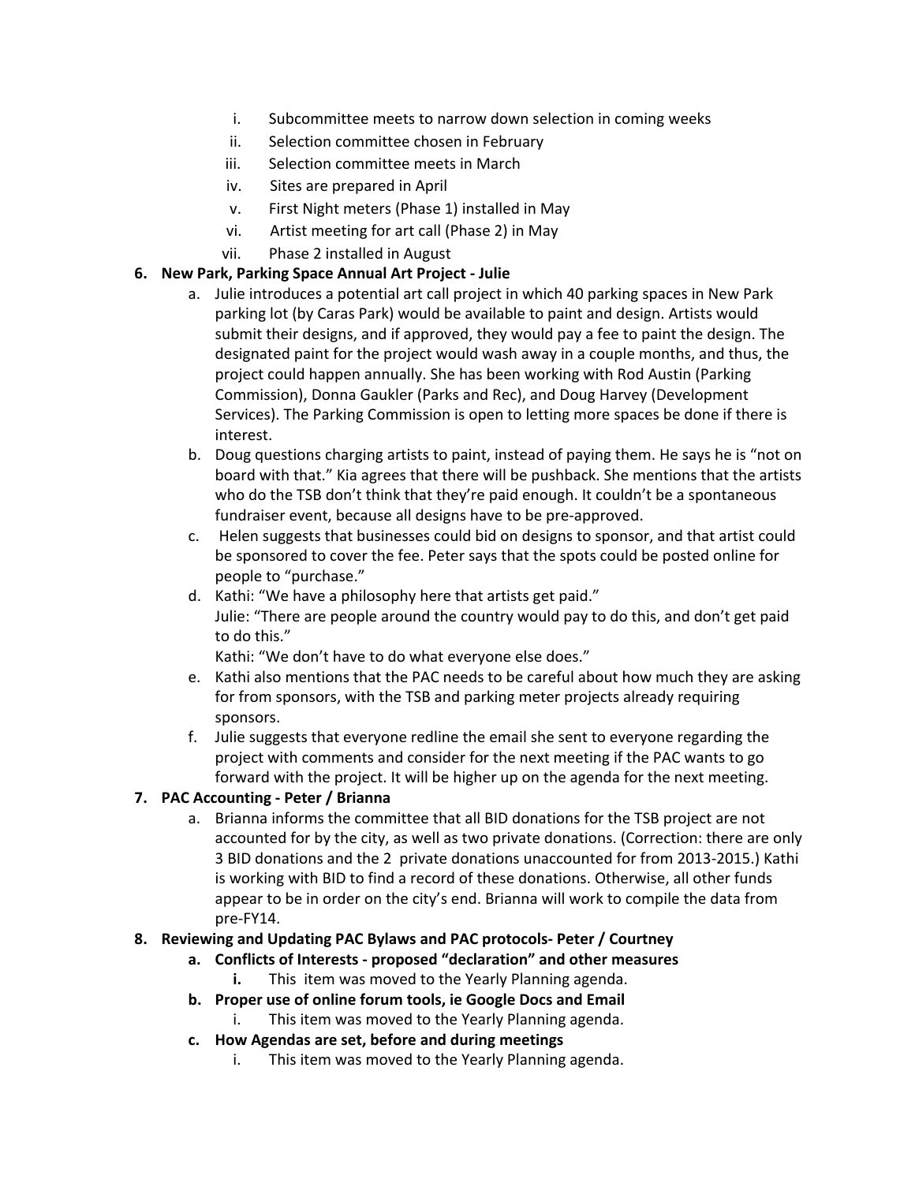i. Subcommittee meets to narrow down selection in coming weeks
   ii. Selection committee chosen in February
   iii. Selection committee meets in March
   iv. Sites are prepared in April
   v. First Night meters (Phase 1) installed in May
   vi. Artist meeting for art call (Phase 2) in May
   vii. Phase 2 installed in August

**6. New Park, Parking Space Annual Art Project - Julie**

   a. Julie introduces a potential art call project in which 40 parking spaces in New Park parking lot (by Caras Park) would be available to paint and design. Artists would submit their designs, and if approved, they would pay a fee to paint the design. The designated paint for the project would wash away in a couple months, and thus, the project could happen annually. She has been working with Rod Austin (Parking Commission), Donna Gaukler (Parks and Rec), and Doug Harvey (Development Services). The Parking Commission is open to letting more spaces be done if there is interest.
   b. Doug questions charging artists to paint, instead of paying them. He says he is "not on board with that." Kia agrees that there will be pushback. She mentions that the artists who do the TSB don't think that they're paid enough. It couldn't be a spontaneous fundraiser event, because all designs have to be pre-approved.
   c. Helen suggests that businesses could bid on designs to sponsor, and that artist could be sponsored to cover the fee. Peter says that the spots could be posted online for people to "purchase."
   d. Kathi: "We have a philosophy here that artists get paid."
      Julie: "There are people around the country would pay to do this, and don't get paid to do this."
      Kathi: "We don't have to do what everyone else does."
   e. Kathi also mentions that the PAC needs to be careful about how much they are asking for from sponsors, with the TSB and parking meter projects already requiring sponsors.
   f. Julie suggests that everyone redline the email she sent to everyone regarding the project with comments and consider for the next meeting if the PAC wants to go forward with the project. It will be higher up on the agenda for the next meeting.

**7. PAC Accounting - Peter / Brianna**

   a. Brianna informs the committee that all BID donations for the TSB project are not accounted for by the city, as well as two private donations. (Correction: there are only 3 BID donations and the 2 private donations unaccounted for from 2013-2015.) Kathi is working with BID to find a record of these donations. Otherwise, all other funds appear to be in order on the city's end. Brianna will work to compile the data from pre-FY14.

**8. Reviewing and Updating PAC Bylaws and PAC protocols- Peter / Courtney**

   **a. Conflicts of Interests - proposed "declaration" and other measures**
      **i.** This item was moved to the Yearly Planning agenda.
   **b. Proper use of online forum tools, ie Google Docs and Email**
      i. This item was moved to the Yearly Planning agenda.
   **c. How Agendas are set, before and during meetings**
      i. This item was moved to the Yearly Planning agenda.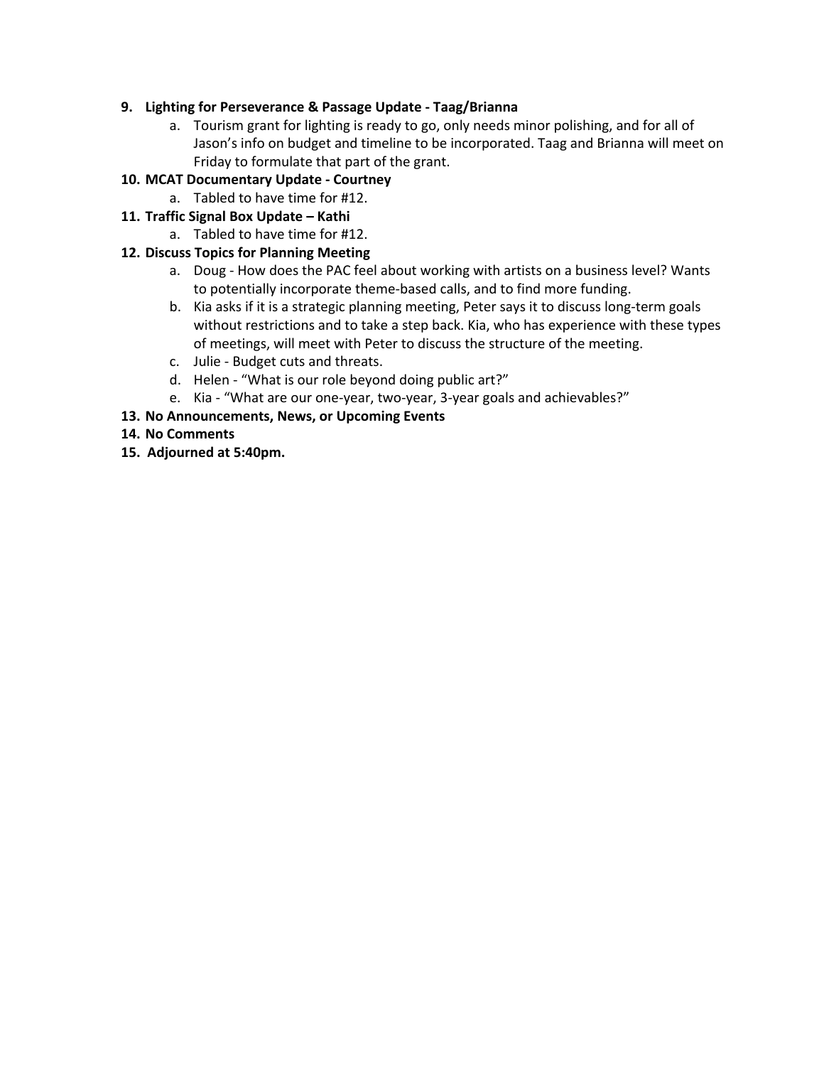9. **Lighting for Perseverance & Passage Update - Taag/Brianna**
    a. Tourism grant for lighting is ready to go, only needs minor polishing, and for all of Jason's info on budget and timeline to be incorporated. Taag and Brianna will meet on Friday to formulate that part of the grant.
10. **MCAT Documentary Update - Courtney**
    a. Tabled to have time for #12.
11. **Traffic Signal Box Update – Kathi**
    a. Tabled to have time for #12.
12. **Discuss Topics for Planning Meeting**
    a. Doug - How does the PAC feel about working with artists on a business level? Wants to potentially incorporate theme-based calls, and to find more funding.
    b. Kia asks if it is a strategic planning meeting, Peter says it to discuss long-term goals without restrictions and to take a step back. Kia, who has experience with these types of meetings, will meet with Peter to discuss the structure of the meeting.
    c. Julie - Budget cuts and threats.
    d. Helen - "What is our role beyond doing public art?"
    e. Kia - "What are our one-year, two-year, 3-year goals and achievables?"
13. **No Announcements, News, or Upcoming Events**
14. **No Comments**
15. **Adjourned at 5:40pm.**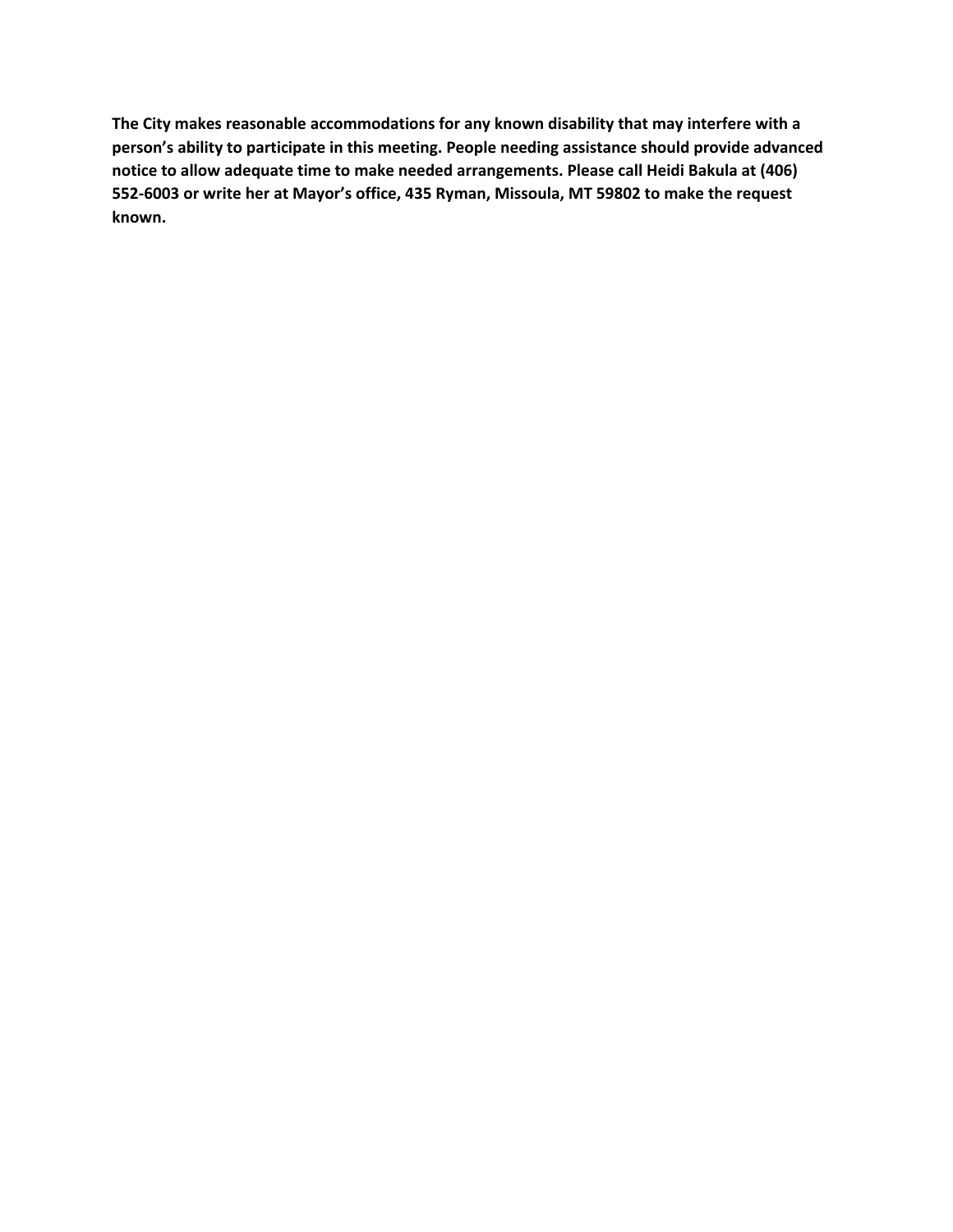**The City makes reasonable accommodations for any known disability that may interfere with a person's ability to participate in this meeting. People needing assistance should provide advanced notice to allow adequate time to make needed arrangements. Please call Heidi Bakula at (406) 552-6003 or write her at Mayor's office, 435 Ryman, Missoula, MT 59802 to make the request known.**